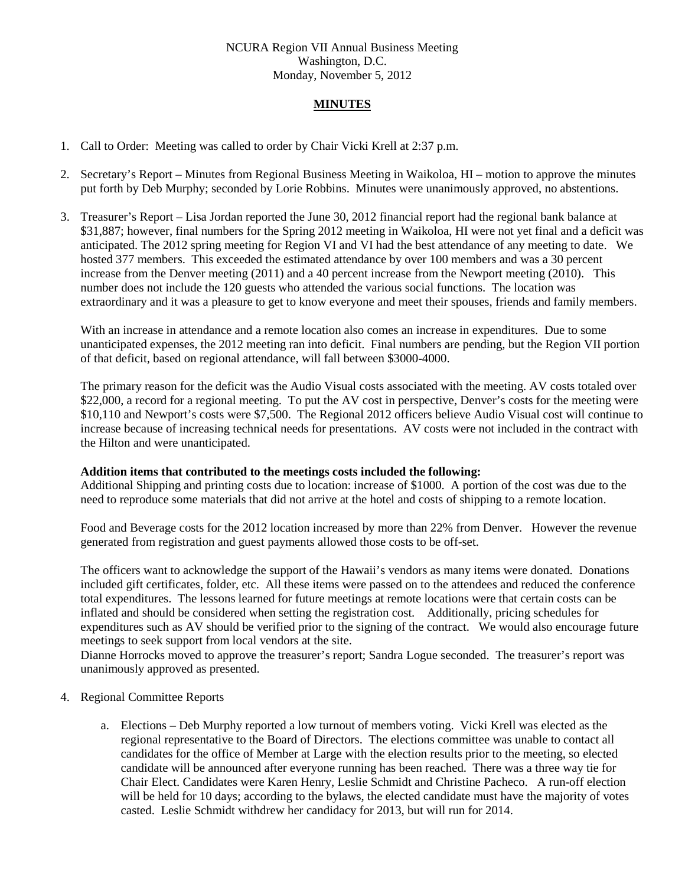NCURA Region VII Annual Business Meeting
Washington, D.C.
Monday, November 5, 2012

## MINUTES

1. Call to Order: Meeting was called to order by Chair Vicki Krell at 2:37 p.m.

2. Secretary's Report – Minutes from Regional Business Meeting in Waikoloa, HI – motion to approve the minutes put forth by Deb Murphy; seconded by Lorie Robbins. Minutes were unanimously approved, no abstentions.

3. Treasurer's Report – Lisa Jordan reported the June 30, 2012 financial report had the regional bank balance at \$31,887; however, final numbers for the Spring 2012 meeting in Waikoloa, HI were not yet final and a deficit was anticipated. The 2012 spring meeting for Region VI and VI had the best attendance of any meeting to date. We hosted 377 members. This exceeded the estimated attendance by over 100 members and was a 30 percent increase from the Denver meeting (2011) and a 40 percent increase from the Newport meeting (2010). This number does not include the 120 guests who attended the various social functions. The location was extraordinary and it was a pleasure to get to know everyone and meet their spouses, friends and family members.

   With an increase in attendance and a remote location also comes an increase in expenditures. Due to some unanticipated expenses, the 2012 meeting ran into deficit. Final numbers are pending, but the Region VII portion of that deficit, based on regional attendance, will fall between \$3000-4000.

   The primary reason for the deficit was the Audio Visual costs associated with the meeting. AV costs totaled over \$22,000, a record for a regional meeting. To put the AV cost in perspective, Denver's costs for the meeting were \$10,110 and Newport's costs were \$7,500. The Regional 2012 officers believe Audio Visual cost will continue to increase because of increasing technical needs for presentations. AV costs were not included in the contract with the Hilton and were unanticipated.

   **Addition items that contributed to the meetings costs included the following:**
   Additional Shipping and printing costs due to location: increase of \$1000. A portion of the cost was due to the need to reproduce some materials that did not arrive at the hotel and costs of shipping to a remote location.

   Food and Beverage costs for the 2012 location increased by more than 22% from Denver. However the revenue generated from registration and guest payments allowed those costs to be off-set.

   The officers want to acknowledge the support of the Hawaii's vendors as many items were donated. Donations included gift certificates, folder, etc. All these items were passed on to the attendees and reduced the conference total expenditures. The lessons learned for future meetings at remote locations were that certain costs can be inflated and should be considered when setting the registration cost. Additionally, pricing schedules for expenditures such as AV should be verified prior to the signing of the contract. We would also encourage future meetings to seek support from local vendors at the site.
   Dianne Horrocks moved to approve the treasurer's report; Sandra Logue seconded. The treasurer's report was unanimously approved as presented.

4. Regional Committee Reports

   a. Elections – Deb Murphy reported a low turnout of members voting. Vicki Krell was elected as the regional representative to the Board of Directors. The elections committee was unable to contact all candidates for the office of Member at Large with the election results prior to the meeting, so elected candidate will be announced after everyone running has been reached. There was a three way tie for Chair Elect. Candidates were Karen Henry, Leslie Schmidt and Christine Pacheco. A run-off election will be held for 10 days; according to the bylaws, the elected candidate must have the majority of votes casted. Leslie Schmidt withdrew her candidacy for 2013, but will run for 2014.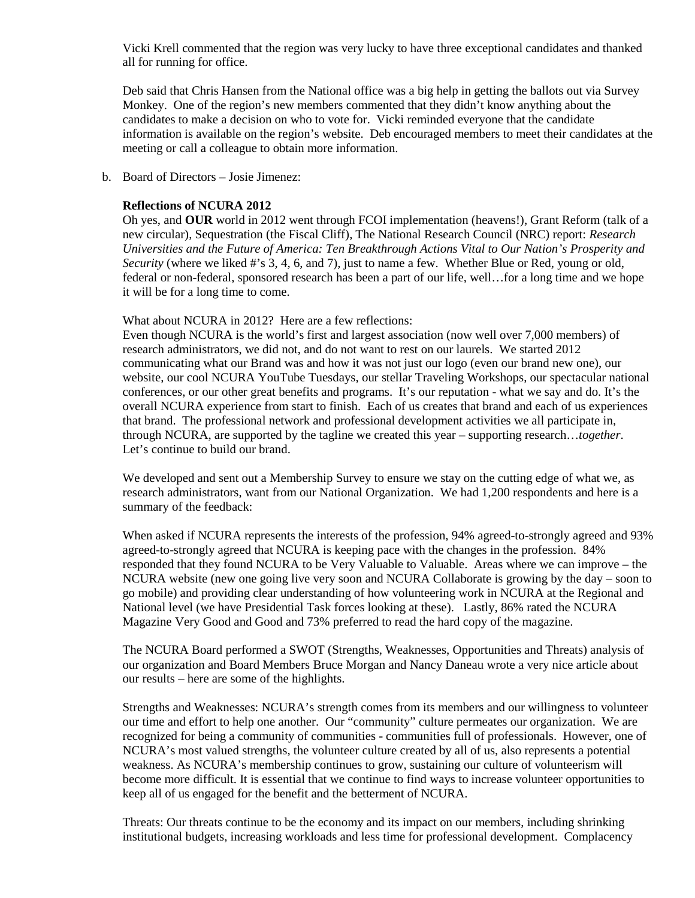Vicki Krell commented that the region was very lucky to have three exceptional candidates and thanked all for running for office.

Deb said that Chris Hansen from the National office was a big help in getting the ballots out via Survey Monkey. One of the region's new members commented that they didn't know anything about the candidates to make a decision on who to vote for. Vicki reminded everyone that the candidate information is available on the region's website. Deb encouraged members to meet their candidates at the meeting or call a colleague to obtain more information.

b. Board of Directors – Josie Jimenez:

**Reflections of NCURA 2012**

Oh yes, and **OUR** world in 2012 went through FCOI implementation (heavens!), Grant Reform (talk of a new circular), Sequestration (the Fiscal Cliff), The National Research Council (NRC) report: *Research Universities and the Future of America: Ten Breakthrough Actions Vital to Our Nation's Prosperity and Security* (where we liked #'s 3, 4, 6, and 7), just to name a few. Whether Blue or Red, young or old, federal or non-federal, sponsored research has been a part of our life, well…for a long time and we hope it will be for a long time to come.

What about NCURA in 2012? Here are a few reflections:

Even though NCURA is the world's first and largest association (now well over 7,000 members) of research administrators, we did not, and do not want to rest on our laurels. We started 2012 communicating what our Brand was and how it was not just our logo (even our brand new one), our website, our cool NCURA YouTube Tuesdays, our stellar Traveling Workshops, our spectacular national conferences, or our other great benefits and programs. It's our reputation - what we say and do. It's the overall NCURA experience from start to finish. Each of us creates that brand and each of us experiences that brand. The professional network and professional development activities we all participate in, through NCURA, are supported by the tagline we created this year – supporting research…*together*. Let's continue to build our brand.

We developed and sent out a Membership Survey to ensure we stay on the cutting edge of what we, as research administrators, want from our National Organization. We had 1,200 respondents and here is a summary of the feedback:

When asked if NCURA represents the interests of the profession, 94% agreed-to-strongly agreed and 93% agreed-to-strongly agreed that NCURA is keeping pace with the changes in the profession. 84% responded that they found NCURA to be Very Valuable to Valuable. Areas where we can improve – the NCURA website (new one going live very soon and NCURA Collaborate is growing by the day – soon to go mobile) and providing clear understanding of how volunteering work in NCURA at the Regional and National level (we have Presidential Task forces looking at these). Lastly, 86% rated the NCURA Magazine Very Good and Good and 73% preferred to read the hard copy of the magazine.

The NCURA Board performed a SWOT (Strengths, Weaknesses, Opportunities and Threats) analysis of our organization and Board Members Bruce Morgan and Nancy Daneau wrote a very nice article about our results – here are some of the highlights.

Strengths and Weaknesses: NCURA's strength comes from its members and our willingness to volunteer our time and effort to help one another. Our "community" culture permeates our organization. We are recognized for being a community of communities - communities full of professionals. However, one of NCURA's most valued strengths, the volunteer culture created by all of us, also represents a potential weakness. As NCURA's membership continues to grow, sustaining our culture of volunteerism will become more difficult. It is essential that we continue to find ways to increase volunteer opportunities to keep all of us engaged for the benefit and the betterment of NCURA.

Threats: Our threats continue to be the economy and its impact on our members, including shrinking institutional budgets, increasing workloads and less time for professional development. Complacency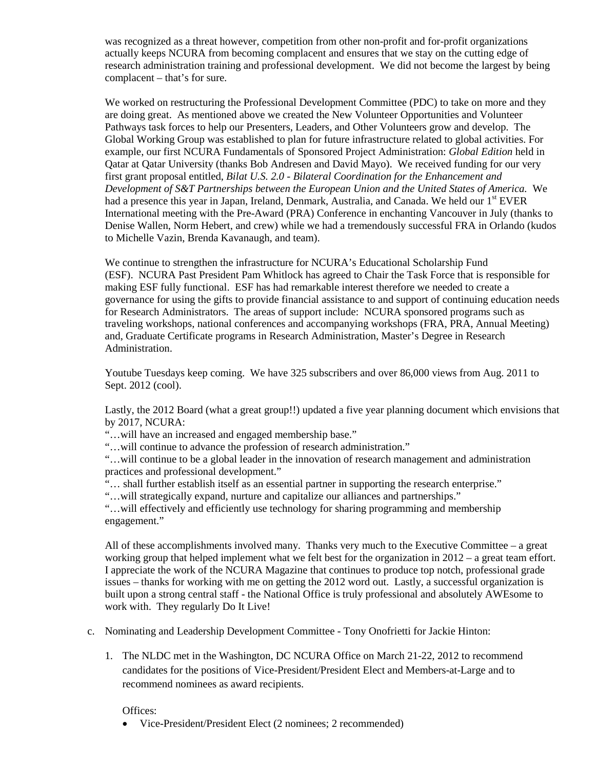was recognized as a threat however, competition from other non-profit and for-profit organizations actually keeps NCURA from becoming complacent and ensures that we stay on the cutting edge of research administration training and professional development. We did not become the largest by being complacent – that's for sure.

We worked on restructuring the Professional Development Committee (PDC) to take on more and they are doing great. As mentioned above we created the New Volunteer Opportunities and Volunteer Pathways task forces to help our Presenters, Leaders, and Other Volunteers grow and develop. The Global Working Group was established to plan for future infrastructure related to global activities. For example, our first NCURA Fundamentals of Sponsored Project Administration: *Global Edition* held in Qatar at Qatar University (thanks Bob Andresen and David Mayo). We received funding for our very first grant proposal entitled, *Bilat U.S. 2.0 - Bilateral Coordination for the Enhancement and Development of S&T Partnerships between the European Union and the United States of America.* We had a presence this year in Japan, Ireland, Denmark, Australia, and Canada. We held our 1st EVER International meeting with the Pre-Award (PRA) Conference in enchanting Vancouver in July (thanks to Denise Wallen, Norm Hebert, and crew) while we had a tremendously successful FRA in Orlando (kudos to Michelle Vazin, Brenda Kavanaugh, and team).

We continue to strengthen the infrastructure for NCURA's Educational Scholarship Fund (ESF). NCURA Past President Pam Whitlock has agreed to Chair the Task Force that is responsible for making ESF fully functional. ESF has had remarkable interest therefore we needed to create a governance for using the gifts to provide financial assistance to and support of continuing education needs for Research Administrators. The areas of support include: NCURA sponsored programs such as traveling workshops, national conferences and accompanying workshops (FRA, PRA, Annual Meeting) and, Graduate Certificate programs in Research Administration, Master's Degree in Research Administration.

Youtube Tuesdays keep coming. We have 325 subscribers and over 86,000 views from Aug. 2011 to Sept. 2012 (cool).

Lastly, the 2012 Board (what a great group!!) updated a five year planning document which envisions that by 2017, NCURA:
"…will have an increased and engaged membership base."
"…will continue to advance the profession of research administration."
"…will continue to be a global leader in the innovation of research management and administration practices and professional development."
"… shall further establish itself as an essential partner in supporting the research enterprise."
"…will strategically expand, nurture and capitalize our alliances and partnerships."
"…will effectively and efficiently use technology for sharing programming and membership engagement."

All of these accomplishments involved many. Thanks very much to the Executive Committee – a great working group that helped implement what we felt best for the organization in 2012 – a great team effort. I appreciate the work of the NCURA Magazine that continues to produce top notch, professional grade issues – thanks for working with me on getting the 2012 word out. Lastly, a successful organization is built upon a strong central staff - the National Office is truly professional and absolutely AWEsome to work with. They regularly Do It Live!

c. Nominating and Leadership Development Committee - Tony Onofrietti for Jackie Hinton:

   1. The NLDC met in the Washington, DC NCURA Office on March 21-22, 2012 to recommend candidates for the positions of Vice-President/President Elect and Members-at-Large and to recommend nominees as award recipients.

      Offices:
      - Vice-President/President Elect (2 nominees; 2 recommended)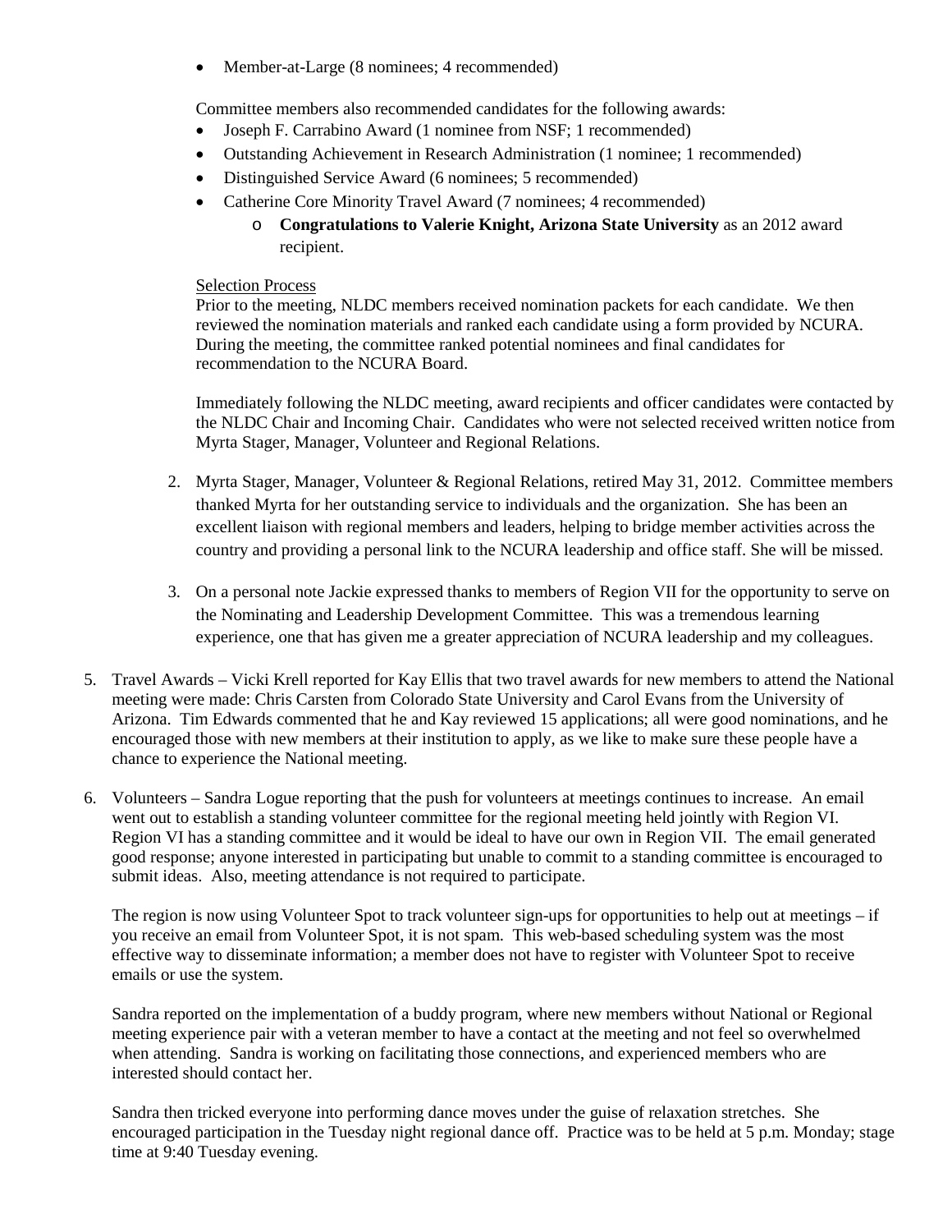- Member-at-Large (8 nominees; 4 recommended)

Committee members also recommended candidates for the following awards:

- Joseph F. Carrabino Award (1 nominee from NSF; 1 recommended)
- Outstanding Achievement in Research Administration (1 nominee; 1 recommended)
- Distinguished Service Award (6 nominees; 5 recommended)
- Catherine Core Minority Travel Award (7 nominees; 4 recommended)
    - **Congratulations to Valerie Knight, Arizona State University** as an 2012 award recipient.

Selection Process

Prior to the meeting, NLDC members received nomination packets for each candidate. We then reviewed the nomination materials and ranked each candidate using a form provided by NCURA. During the meeting, the committee ranked potential nominees and final candidates for recommendation to the NCURA Board.

Immediately following the NLDC meeting, award recipients and officer candidates were contacted by the NLDC Chair and Incoming Chair. Candidates who were not selected received written notice from Myrta Stager, Manager, Volunteer and Regional Relations.

2. Myrta Stager, Manager, Volunteer & Regional Relations, retired May 31, 2012. Committee members thanked Myrta for her outstanding service to individuals and the organization. She has been an excellent liaison with regional members and leaders, helping to bridge member activities across the country and providing a personal link to the NCURA leadership and office staff. She will be missed.

3. On a personal note Jackie expressed thanks to members of Region VII for the opportunity to serve on the Nominating and Leadership Development Committee. This was a tremendous learning experience, one that has given me a greater appreciation of NCURA leadership and my colleagues.

5. Travel Awards – Vicki Krell reported for Kay Ellis that two travel awards for new members to attend the National meeting were made: Chris Carsten from Colorado State University and Carol Evans from the University of Arizona. Tim Edwards commented that he and Kay reviewed 15 applications; all were good nominations, and he encouraged those with new members at their institution to apply, as we like to make sure these people have a chance to experience the National meeting.

6. Volunteers – Sandra Logue reporting that the push for volunteers at meetings continues to increase. An email went out to establish a standing volunteer committee for the regional meeting held jointly with Region VI. Region VI has a standing committee and it would be ideal to have our own in Region VII. The email generated good response; anyone interested in participating but unable to commit to a standing committee is encouraged to submit ideas. Also, meeting attendance is not required to participate.

   The region is now using Volunteer Spot to track volunteer sign-ups for opportunities to help out at meetings – if you receive an email from Volunteer Spot, it is not spam. This web-based scheduling system was the most effective way to disseminate information; a member does not have to register with Volunteer Spot to receive emails or use the system.

   Sandra reported on the implementation of a buddy program, where new members without National or Regional meeting experience pair with a veteran member to have a contact at the meeting and not feel so overwhelmed when attending. Sandra is working on facilitating those connections, and experienced members who are interested should contact her.

   Sandra then tricked everyone into performing dance moves under the guise of relaxation stretches. She encouraged participation in the Tuesday night regional dance off. Practice was to be held at 5 p.m. Monday; stage time at 9:40 Tuesday evening.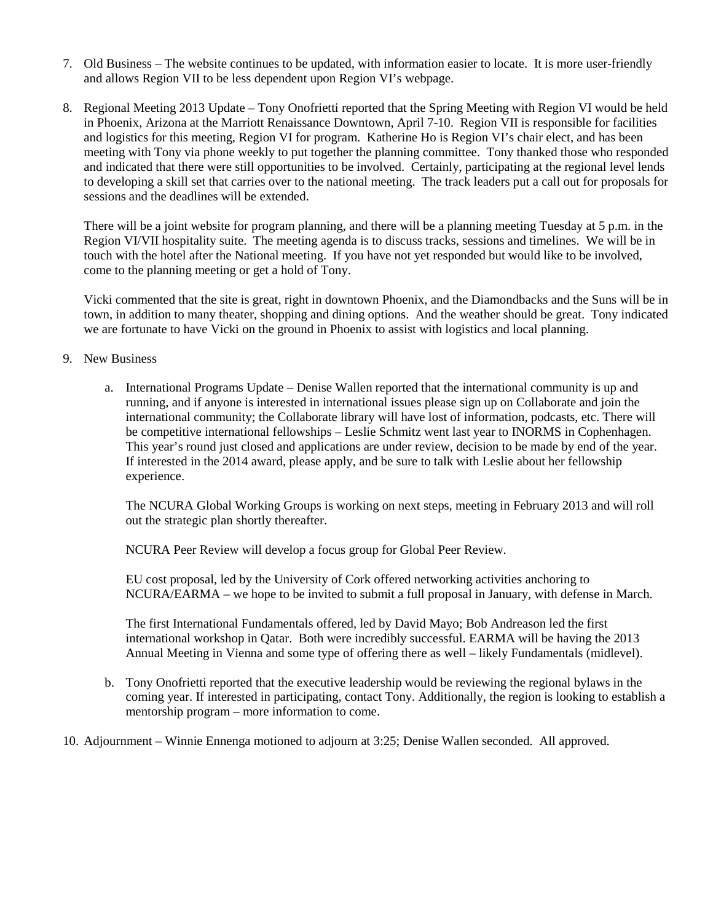7. Old Business – The website continues to be updated, with information easier to locate. It is more user-friendly and allows Region VII to be less dependent upon Region VI's webpage.

8. Regional Meeting 2013 Update – Tony Onofrietti reported that the Spring Meeting with Region VI would be held in Phoenix, Arizona at the Marriott Renaissance Downtown, April 7-10. Region VII is responsible for facilities and logistics for this meeting, Region VI for program. Katherine Ho is Region VI's chair elect, and has been meeting with Tony via phone weekly to put together the planning committee. Tony thanked those who responded and indicated that there were still opportunities to be involved. Certainly, participating at the regional level lends to developing a skill set that carries over to the national meeting. The track leaders put a call out for proposals for sessions and the deadlines will be extended.

   There will be a joint website for program planning, and there will be a planning meeting Tuesday at 5 p.m. in the Region VI/VII hospitality suite. The meeting agenda is to discuss tracks, sessions and timelines. We will be in touch with the hotel after the National meeting. If you have not yet responded but would like to be involved, come to the planning meeting or get a hold of Tony.

   Vicki commented that the site is great, right in downtown Phoenix, and the Diamondbacks and the Suns will be in town, in addition to many theater, shopping and dining options. And the weather should be great. Tony indicated we are fortunate to have Vicki on the ground in Phoenix to assist with logistics and local planning.

9. New Business

   a. International Programs Update – Denise Wallen reported that the international community is up and running, and if anyone is interested in international issues please sign up on Collaborate and join the international community; the Collaborate library will have lost of information, podcasts, etc. There will be competitive international fellowships – Leslie Schmitz went last year to INORMS in Cophenhagen. This year's round just closed and applications are under review, decision to be made by end of the year. If interested in the 2014 award, please apply, and be sure to talk with Leslie about her fellowship experience.

      The NCURA Global Working Groups is working on next steps, meeting in February 2013 and will roll out the strategic plan shortly thereafter.

      NCURA Peer Review will develop a focus group for Global Peer Review.

      EU cost proposal, led by the University of Cork offered networking activities anchoring to NCURA/EARMA – we hope to be invited to submit a full proposal in January, with defense in March.

      The first International Fundamentals offered, led by David Mayo; Bob Andreason led the first international workshop in Qatar. Both were incredibly successful. EARMA will be having the 2013 Annual Meeting in Vienna and some type of offering there as well – likely Fundamentals (midlevel).

   b. Tony Onofrietti reported that the executive leadership would be reviewing the regional bylaws in the coming year. If interested in participating, contact Tony. Additionally, the region is looking to establish a mentorship program – more information to come.

10. Adjournment – Winnie Ennenga motioned to adjourn at 3:25; Denise Wallen seconded. All approved.